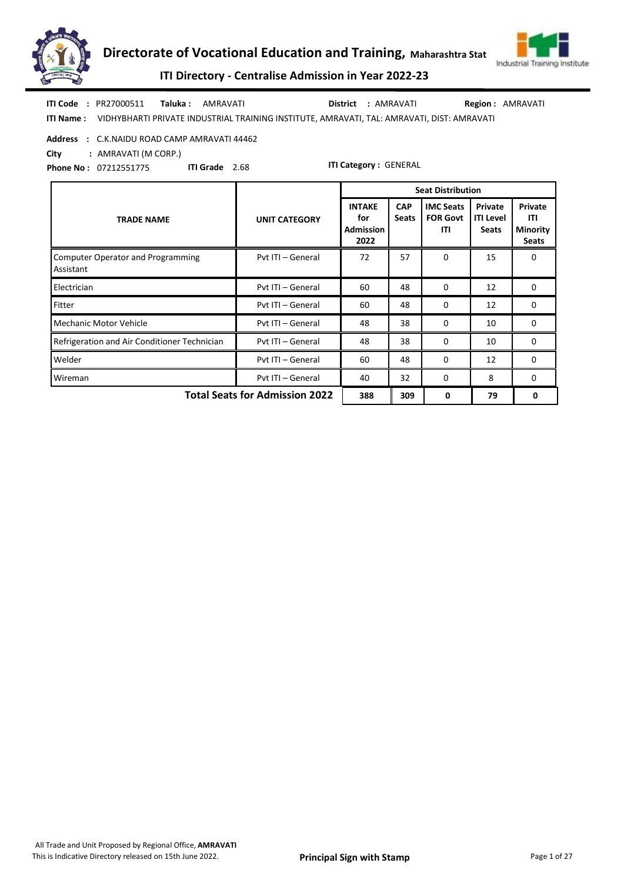# Directorate of Vocational Education and Training, Maharashtra Stat

## ITI Directory - Centralise Admission in Year 2022-23

**ITI Code** : PR27000511 **Taluka :** AMRAVATI **District** : AMRAVATI **Region :** AMRAVATI

**ITI Name :** VIDHYBHARTI PRIVATE INDUSTRIAL TRAINING INSTITUTE, AMRAVATI, TAL: AMRAVATI, DIST: AMRAVATI

**Address** : C.K.NAIDU ROAD CAMP AMRAVATI 44462

**City** : AMRAVATI (M CORP.)

**Phone No :** 07212551775 **ITI Grade** 2.68 **ITI Category :** GENERAL

| TRADE NAME | UNIT CATEGORY | Seat Distribution | | | | |
|---|---|---|---|---|---|---|
| | | INTAKE for Admission 2022 | CAP Seats | IMC Seats FOR Govt ITI | Private ITI Level Seats | Private ITI Minority Seats |
| Computer Operator and Programming Assistant | Pvt ITI – General | 72 | 57 | 0 | 15 | 0 |
| Electrician | Pvt ITI – General | 60 | 48 | 0 | 12 | 0 |
| Fitter | Pvt ITI – General | 60 | 48 | 0 | 12 | 0 |
| Mechanic Motor Vehicle | Pvt ITI – General | 48 | 38 | 0 | 10 | 0 |
| Refrigeration and Air Conditioner Technician | Pvt ITI – General | 48 | 38 | 0 | 10 | 0 |
| Welder | Pvt ITI – General | 60 | 48 | 0 | 12 | 0 |
| Wireman | Pvt ITI – General | 40 | 32 | 0 | 8 | 0 |
| **Total Seats for Admission 2022** | | **388** | **309** | **0** | **79** | **0** |

All Trade and Unit Proposed by Regional Office, **AMRAVATI**

This is Indicative Directory released on 15th June 2022.

**Principal Sign with Stamp**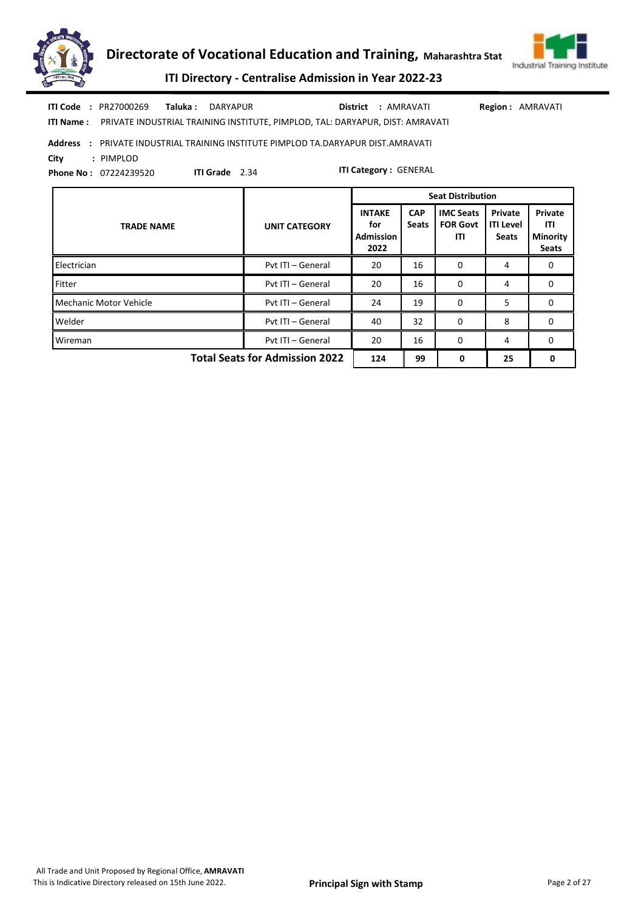**ITI Code** : PR27000269 **Taluka :** DARYAPUR **District** : AMRAVATI **Region :** AMRAVATI

**ITI Name :** PRIVATE INDUSTRIAL TRAINING INSTITUTE, PIMPLOD, TAL: DARYAPUR, DIST: AMRAVATI

**Address** : PRIVATE INDUSTRIAL TRAINING INSTITUTE PIMPLOD TA.DARYAPUR DIST.AMRAVATI

**City** : PIMPLOD

**Phone No :** 07224239520 **ITI Grade** 2.34 **ITI Category :** GENERAL

| TRADE NAME | UNIT CATEGORY | Seat Distribution | | | | |
|---|---|---|---|---|---|---|
| | | INTAKE for Admission 2022 | CAP Seats | IMC Seats FOR Govt ITI | Private ITI Level Seats | Private ITI Minority Seats |
| Electrician | Pvt ITI – General | 20 | 16 | 0 | 4 | 0 |
| Fitter | Pvt ITI – General | 20 | 16 | 0 | 4 | 0 |
| Mechanic Motor Vehicle | Pvt ITI – General | 24 | 19 | 0 | 5 | 0 |
| Welder | Pvt ITI – General | 40 | 32 | 0 | 8 | 0 |
| Wireman | Pvt ITI – General | 20 | 16 | 0 | 4 | 0 |
| **Total Seats for Admission 2022** | | **124** | **99** | **0** | **25** | **0** |

All Trade and Unit Proposed by Regional Office, **AMRAVATI**
This is Indicative Directory released on 15th June 2022.

**Principal Sign with Stamp**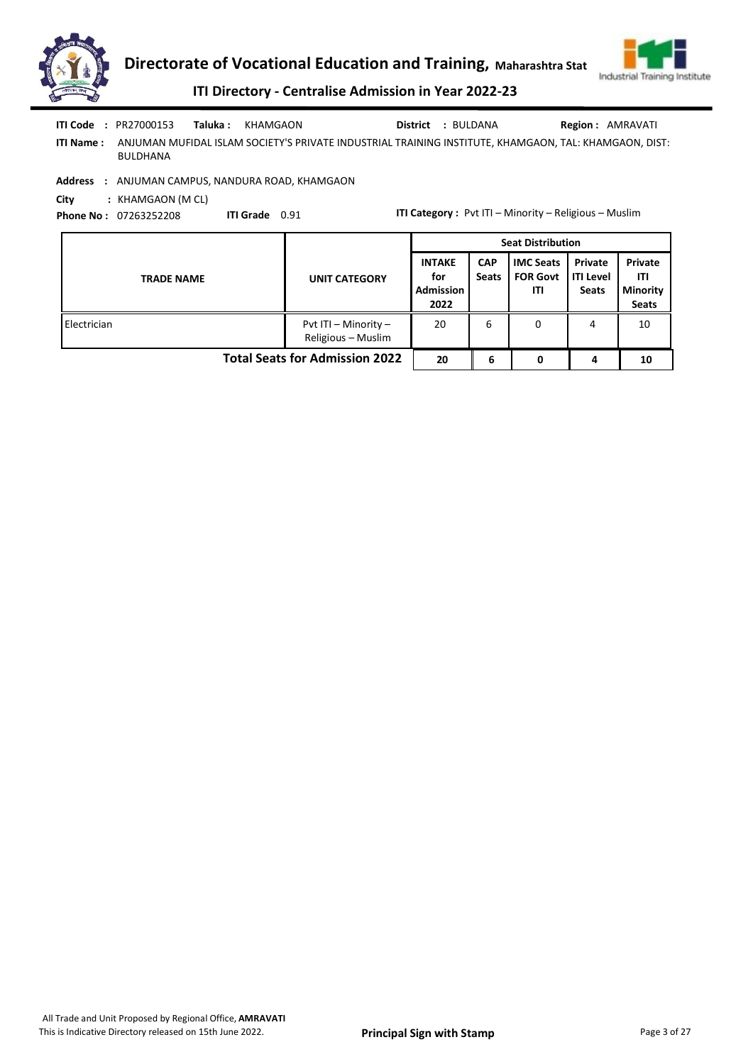**ITI Code :** PR27000153 **Taluka :** KHAMGAON **District :** BULDANA **Region :** AMRAVATI

**ITI Name :** ANJUMAN MUFIDAL ISLAM SOCIETY'S PRIVATE INDUSTRIAL TRAINING INSTITUTE, KHAMGAON, TAL: KHAMGAON, DIST: BULDHANA

**Address :** ANJUMAN CAMPUS, NANDURA ROAD, KHAMGAON

**City :** KHAMGAON (M CL)

**Phone No :** 07263252208 **ITI Grade** 0.91 **ITI Category :** Pvt ITI – Minority – Religious – Muslim

| TRADE NAME | UNIT CATEGORY | Seat Distribution | | | | |
|---|---|---|---|---|---|---|
| | | INTAKE for Admission 2022 | CAP Seats | IMC Seats FOR Govt ITI | Private ITI Level Seats | Private ITI Minority Seats |
| Electrician | Pvt ITI – Minority – Religious – Muslim | 20 | 6 | 0 | 4 | 10 |
| **Total Seats for Admission 2022** | | **20** | **6** | **0** | **4** | **10** |

All Trade and Unit Proposed by Regional Office, **AMRAVATI**

This is Indicative Directory released on 15th June 2022.

**Principal Sign with Stamp**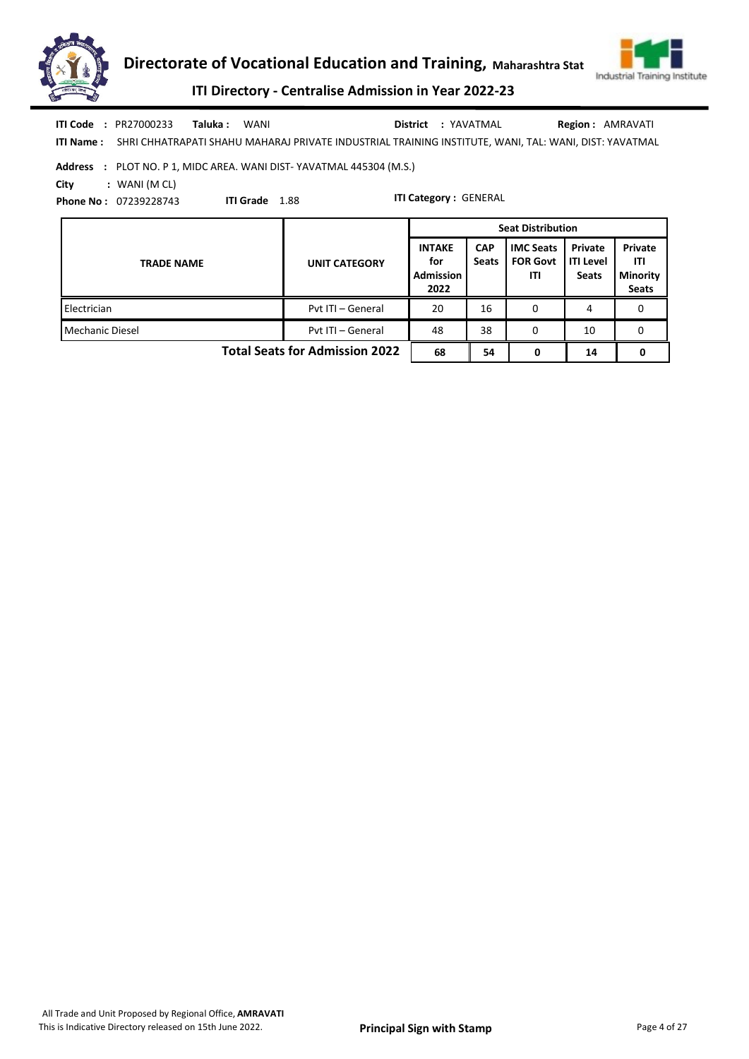# Directorate of Vocational Education and Training, Maharashtra Stat

## ITI Directory - Centralise Admission in Year 2022-23

**ITI Code :** PR27000233 **Taluka :** WANI **District :** YAVATMAL **Region :** AMRAVATI

**ITI Name :** SHRI CHHATRAPATI SHAHU MAHARAJ PRIVATE INDUSTRIAL TRAINING INSTITUTE, WANI, TAL: WANI, DIST: YAVATMAL

**Address :** PLOT NO. P 1, MIDC AREA. WANI DIST- YAVATMAL 445304 (M.S.)

**City :** WANI (M CL)

**Phone No :** 07239228743 **ITI Grade** 1.88 **ITI Category :** GENERAL

| TRADE NAME | UNIT CATEGORY | Seat Distribution | | | | |
|---|---|---|---|---|---|---|
| | | INTAKE for Admission 2022 | CAP Seats | IMC Seats FOR Govt ITI | Private ITI Level Seats | Private ITI Minority Seats |
| Electrician | Pvt ITI – General | 20 | 16 | 0 | 4 | 0 |
| Mechanic Diesel | Pvt ITI – General | 48 | 38 | 0 | 10 | 0 |
| | **Total Seats for Admission 2022** | **68** | **54** | **0** | **14** | **0** |

All Trade and Unit Proposed by Regional Office, **AMRAVATI**
This is Indicative Directory released on 15th June 2022.

**Principal Sign with Stamp**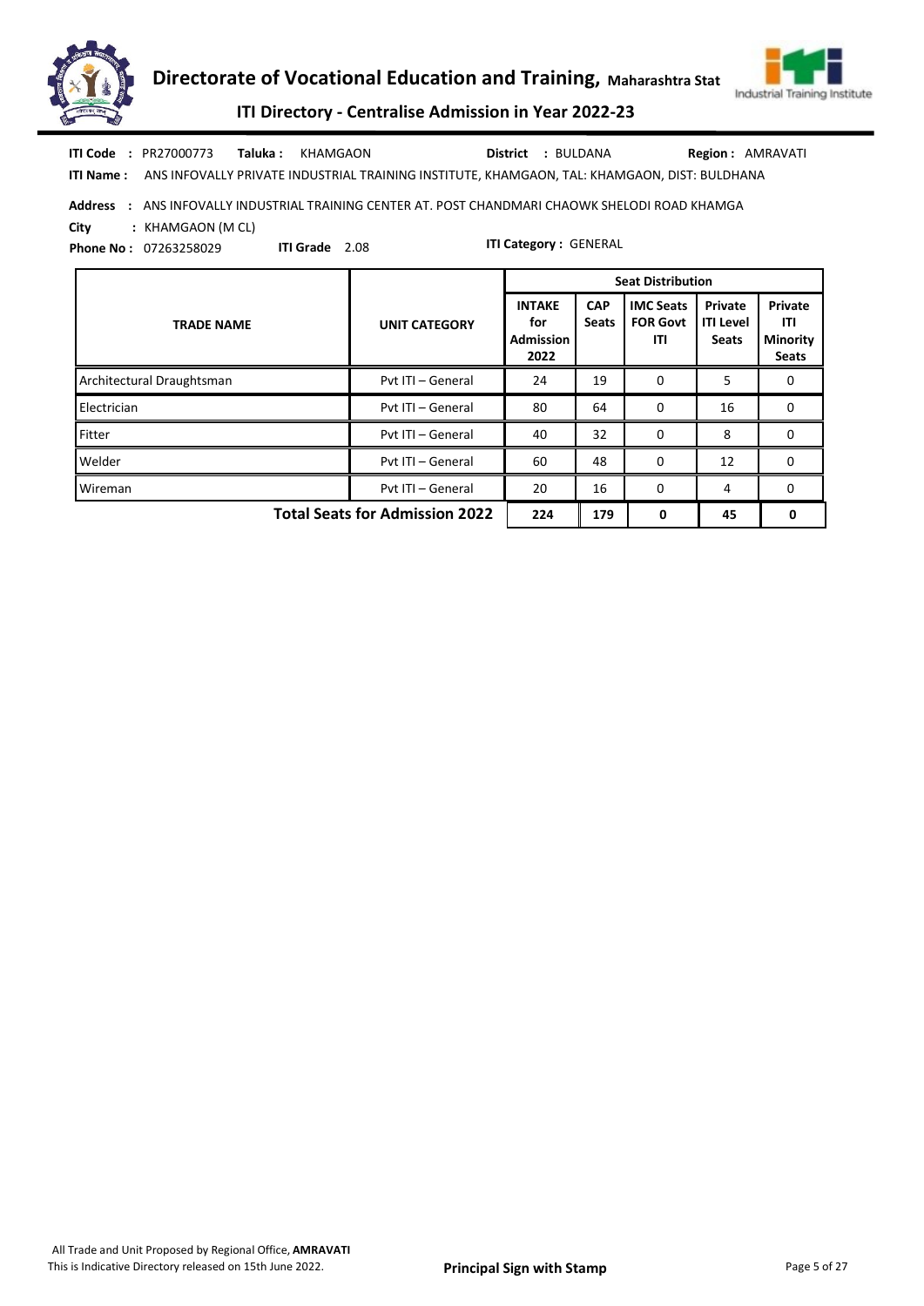**ITI Code :** PR27000773 **Taluka :** KHAMGAON **District :** BULDANA **Region :** AMRAVATI

**ITI Name :** ANS INFOVALLY PRIVATE INDUSTRIAL TRAINING INSTITUTE, KHAMGAON, TAL: KHAMGAON, DIST: BULDHANA

**Address :** ANS INFOVALLY INDUSTRIAL TRAINING CENTER AT. POST CHANDMARI CHAOWK SHELODI ROAD KHAMGA

**City :** KHAMGAON (M CL)

**Phone No :** 07263258029 **ITI Grade** 2.08 **ITI Category :** GENERAL

| TRADE NAME | UNIT CATEGORY | Seat Distribution | | | | |
|---|---|---|---|---|---|---|
| | | INTAKE for Admission 2022 | CAP Seats | IMC Seats FOR Govt ITI | Private ITI Level Seats | Private ITI Minority Seats |
| Architectural Draughtsman | Pvt ITI – General | 24 | 19 | 0 | 5 | 0 |
| Electrician | Pvt ITI – General | 80 | 64 | 0 | 16 | 0 |
| Fitter | Pvt ITI – General | 40 | 32 | 0 | 8 | 0 |
| Welder | Pvt ITI – General | 60 | 48 | 0 | 12 | 0 |
| Wireman | Pvt ITI – General | 20 | 16 | 0 | 4 | 0 |
| **Total Seats for Admission 2022** | | **224** | **179** | **0** | **45** | **0** |

All Trade and Unit Proposed by Regional Office, **AMRAVATI**

This is Indicative Directory released on 15th June 2022.

**Principal Sign with Stamp**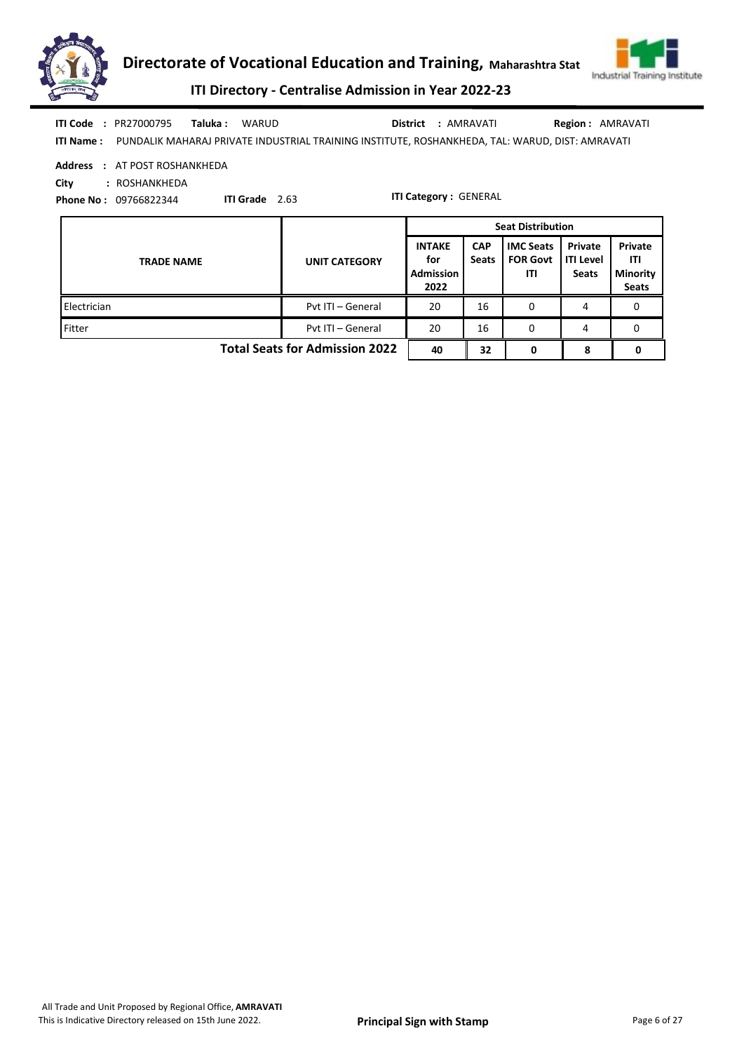# Directorate of Vocational Education and Training, Maharashtra Stat

## ITI Directory - Centralise Admission in Year 2022-23

**ITI Code :** PR27000795 **Taluka :** WARUD **District :** AMRAVATI **Region :** AMRAVATI

**ITI Name :** PUNDALIK MAHARAJ PRIVATE INDUSTRIAL TRAINING INSTITUTE, ROSHANKHEDA, TAL: WARUD, DIST: AMRAVATI

**Address :** AT POST ROSHANKHEDA

**City :** ROSHANKHEDA

**Phone No :** 09766822344 **ITI Grade** 2.63 **ITI Category :** GENERAL

| TRADE NAME | UNIT CATEGORY | Seat Distribution | | | | |
|---|---|---|---|---|---|---|
| | | INTAKE for Admission 2022 | CAP Seats | IMC Seats FOR Govt ITI | Private ITI Level Seats | Private ITI Minority Seats |
| Electrician | Pvt ITI – General | 20 | 16 | 0 | 4 | 0 |
| Fitter | Pvt ITI – General | 20 | 16 | 0 | 4 | 0 |
| **Total Seats for Admission 2022** | | **40** | **32** | **0** | **8** | **0** |

All Trade and Unit Proposed by Regional Office, **AMRAVATI**

This is Indicative Directory released on 15th June 2022.

**Principal Sign with Stamp**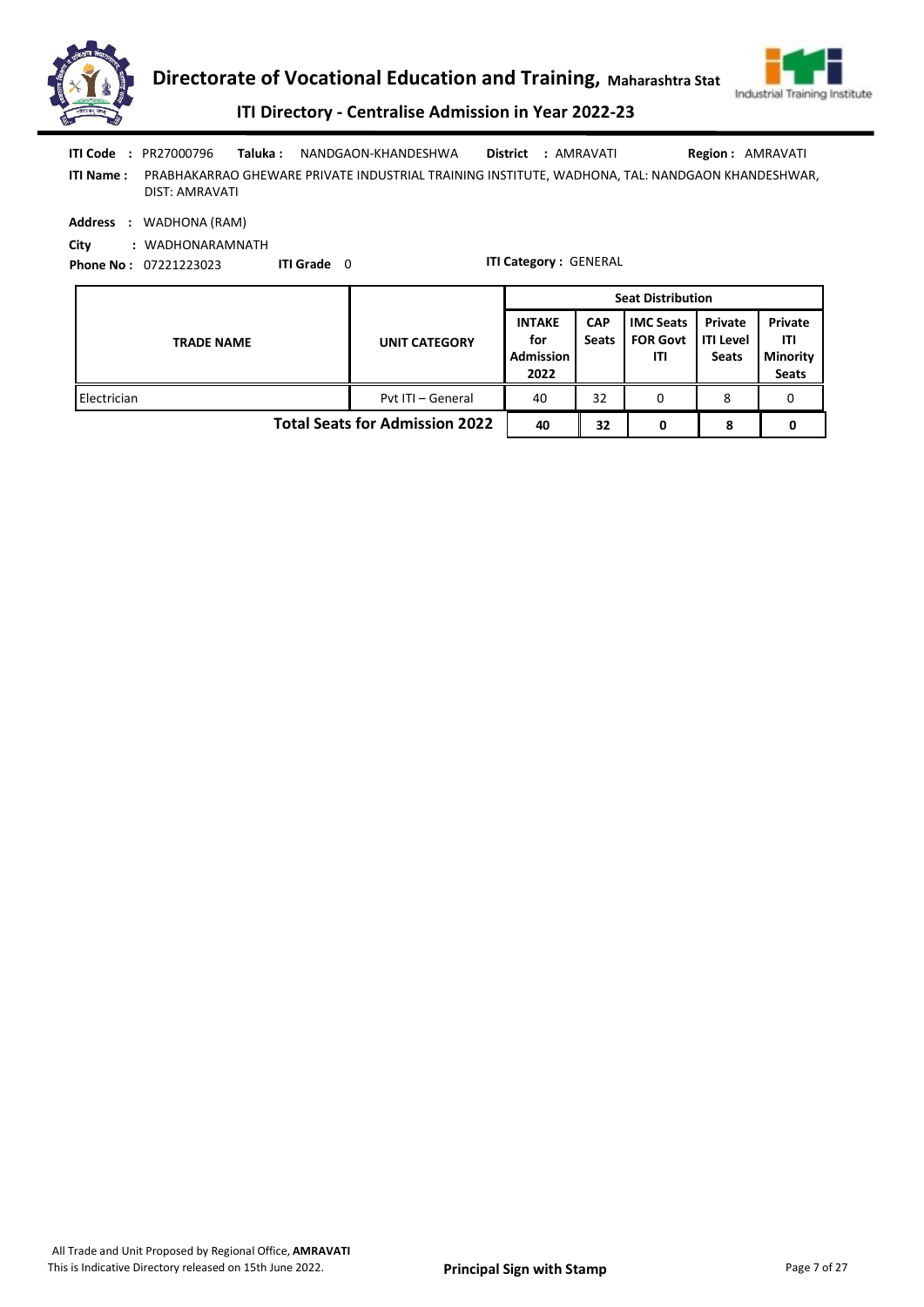**ITI Code** : PR27000796 **Taluka :** NANDGAON-KHANDESHWA **District** : AMRAVATI **Region :** AMRAVATI

**ITI Name :** PRABHAKARRAO GHEWARE PRIVATE INDUSTRIAL TRAINING INSTITUTE, WADHONA, TAL: NANDGAON KHANDESHWAR, DIST: AMRAVATI

**Address** : WADHONA (RAM)

**City** : WADHONARAMNATH

**Phone No :** 07221223023 **ITI Grade** 0 **ITI Category :** GENERAL

| TRADE NAME | UNIT CATEGORY | Seat Distribution | | | | |
|---|---|---|---|---|---|---|
| | | INTAKE for Admission 2022 | CAP Seats | IMC Seats FOR Govt ITI | Private ITI Level Seats | Private ITI Minority Seats |
| Electrician | Pvt ITI – General | 40 | 32 | 0 | 8 | 0 |
| **Total Seats for Admission 2022** | | **40** | **32** | **0** | **8** | **0** |

All Trade and Unit Proposed by Regional Office, **AMRAVATI**

This is Indicative Directory released on 15th June 2022.

**Principal Sign with Stamp**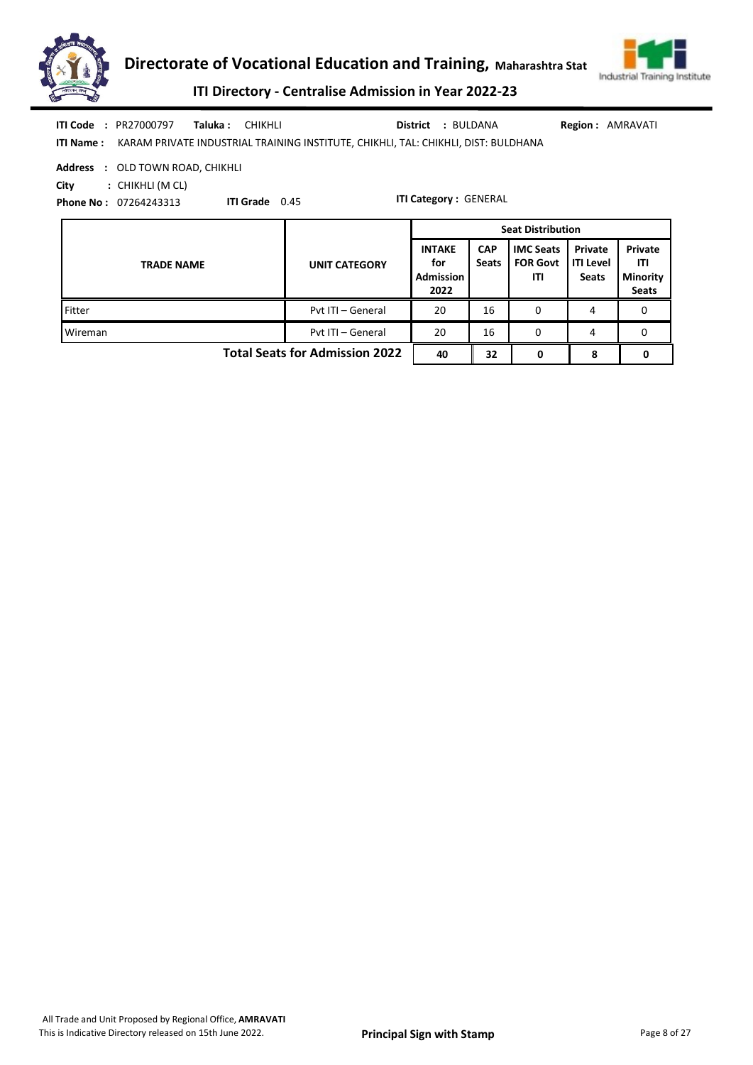**ITI Code :** PR27000797 **Taluka :** CHIKHLI **District :** BULDANA **Region :** AMRAVATI

**ITI Name :** KARAM PRIVATE INDUSTRIAL TRAINING INSTITUTE, CHIKHLI, TAL: CHIKHLI, DIST: BULDHANA

**Address :** OLD TOWN ROAD, CHIKHLI

**City :** CHIKHLI (M CL)

**Phone No :** 07264243313 **ITI Grade** 0.45 **ITI Category :** GENERAL

| TRADE NAME | UNIT CATEGORY | Seat Distribution | | | | |
|---|---|---|---|---|---|---|
| | | INTAKE for Admission 2022 | CAP Seats | IMC Seats FOR Govt ITI | Private ITI Level Seats | Private ITI Minority Seats |
| Fitter | Pvt ITI – General | 20 | 16 | 0 | 4 | 0 |
| Wireman | Pvt ITI – General | 20 | 16 | 0 | 4 | 0 |
| **Total Seats for Admission 2022** | | **40** | **32** | **0** | **8** | **0** |

All Trade and Unit Proposed by Regional Office, **AMRAVATI**

This is Indicative Directory released on 15th June 2022.

**Principal Sign with Stamp**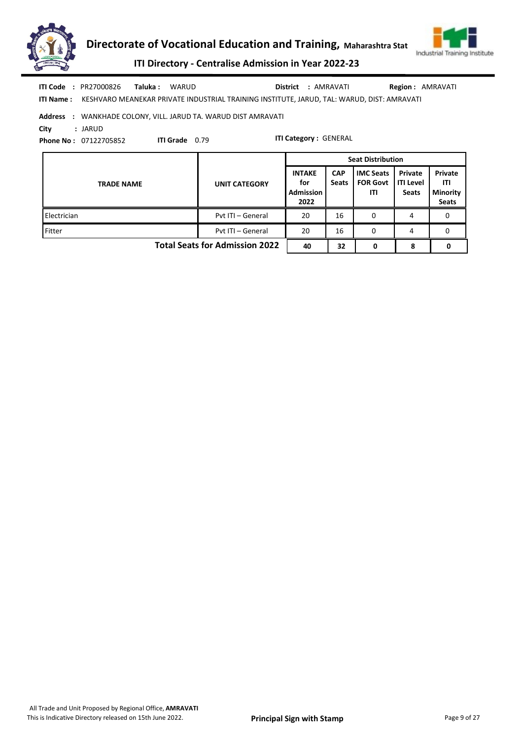**ITI Code :** PR27000826 **Taluka :** WARUD **District :** AMRAVATI **Region :** AMRAVATI

**ITI Name :** KESHVARO MEANEKAR PRIVATE INDUSTRIAL TRAINING INSTITUTE, JARUD, TAL: WARUD, DIST: AMRAVATI

**Address :** WANKHADE COLONY, VILL. JARUD TA. WARUD DIST AMRAVATI

**City :** JARUD

**Phone No :** 07122705852 **ITI Grade** 0.79 **ITI Category :** GENERAL

| TRADE NAME | UNIT CATEGORY | Seat Distribution | | | | |
|---|---|---|---|---|---|---|
| | | INTAKE for Admission 2022 | CAP Seats | IMC Seats FOR Govt ITI | Private ITI Level Seats | Private ITI Minority Seats |
| Electrician | Pvt ITI – General | 20 | 16 | 0 | 4 | 0 |
| Fitter | Pvt ITI – General | 20 | 16 | 0 | 4 | 0 |
| | **Total Seats for Admission 2022** | **40** | **32** | **0** | **8** | **0** |

All Trade and Unit Proposed by Regional Office, **AMRAVATI**

This is Indicative Directory released on 15th June 2022.

**Principal Sign with Stamp**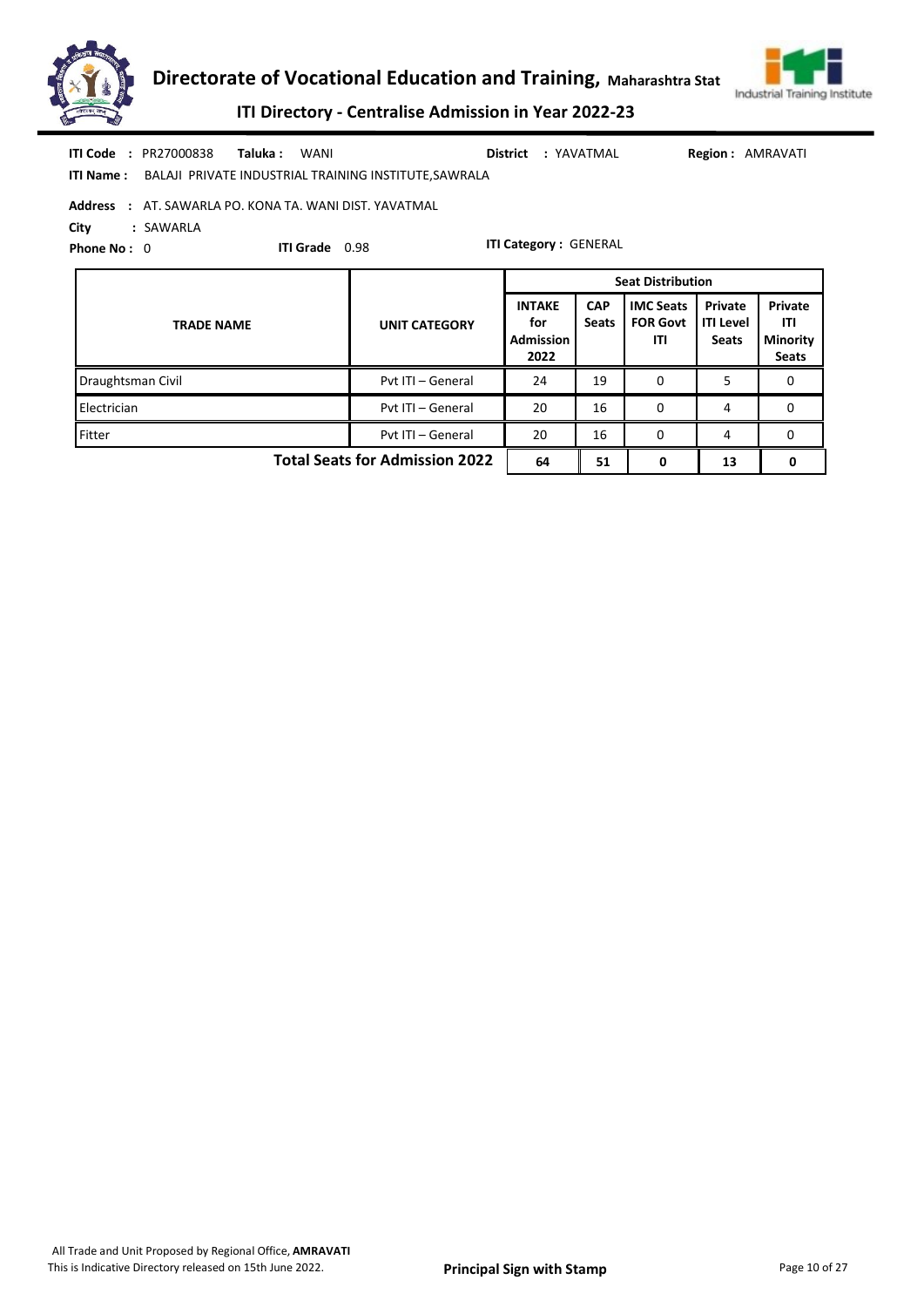**ITI Code** : PR27000838 **Taluka** : WANI **District** : YAVATMAL **Region** : AMRAVATI

**ITI Name** : BALAJI PRIVATE INDUSTRIAL TRAINING INSTITUTE,SAWRALA

**Address** : AT. SAWARLA PO. KONA TA. WANI DIST. YAVATMAL

**City** : SAWARLA

**Phone No** : 0 **ITI Grade** 0.98 **ITI Category** : GENERAL

| TRADE NAME | UNIT CATEGORY | Seat Distribution | | | | |
|---|---|---|---|---|---|---|
| | | INTAKE for Admission 2022 | CAP Seats | IMC Seats FOR Govt ITI | Private ITI Level Seats | Private ITI Minority Seats |
| Draughtsman Civil | Pvt ITI – General | 24 | 19 | 0 | 5 | 0 |
| Electrician | Pvt ITI – General | 20 | 16 | 0 | 4 | 0 |
| Fitter | Pvt ITI – General | 20 | 16 | 0 | 4 | 0 |
| | **Total Seats for Admission 2022** | **64** | **51** | **0** | **13** | **0** |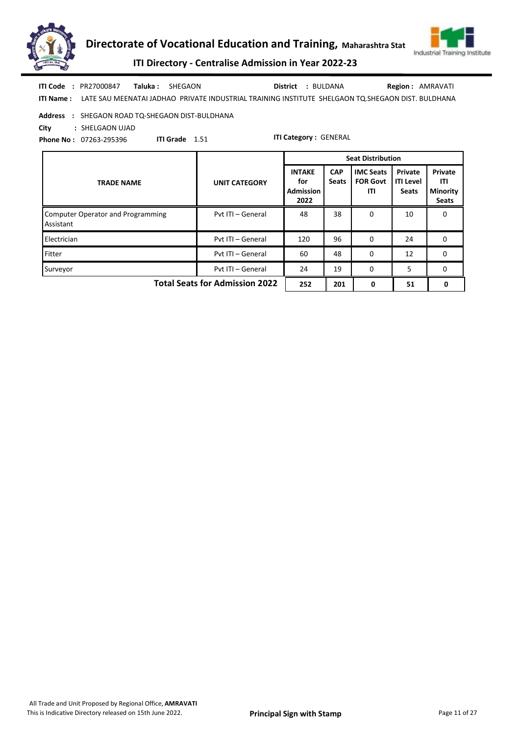# Directorate of Vocational Education and Training, Maharashtra Stat

## ITI Directory - Centralise Admission in Year 2022-23

**ITI Code :** PR27000847 **Taluka :** SHEGAON **District :** BULDANA **Region :** AMRAVATI

**ITI Name :** LATE SAU MEENATAI JADHAO PRIVATE INDUSTRIAL TRAINING INSTITUTE SHELGAON TQ.SHEGAON DIST. BULDHANA

**Address :** SHEGAON ROAD TQ-SHEGAON DIST-BULDHANA

**City :** SHELGAON UJAD

**Phone No :** 07263-295396 **ITI Grade** 1.51 **ITI Category :** GENERAL

| TRADE NAME | UNIT CATEGORY | Seat Distribution | | | | |
|---|---|---|---|---|---|---|
| | | INTAKE for Admission 2022 | CAP Seats | IMC Seats FOR Govt ITI | Private ITI Level Seats | Private ITI Minority Seats |
| Computer Operator and Programming Assistant | Pvt ITI – General | 48 | 38 | 0 | 10 | 0 |
| Electrician | Pvt ITI – General | 120 | 96 | 0 | 24 | 0 |
| Fitter | Pvt ITI – General | 60 | 48 | 0 | 12 | 0 |
| Surveyor | Pvt ITI – General | 24 | 19 | 0 | 5 | 0 |
| **Total Seats for Admission 2022** | | **252** | **201** | **0** | **51** | **0** |

All Trade and Unit Proposed by Regional Office, **AMRAVATI**
This is Indicative Directory released on 15th June 2022.

**Principal Sign with Stamp**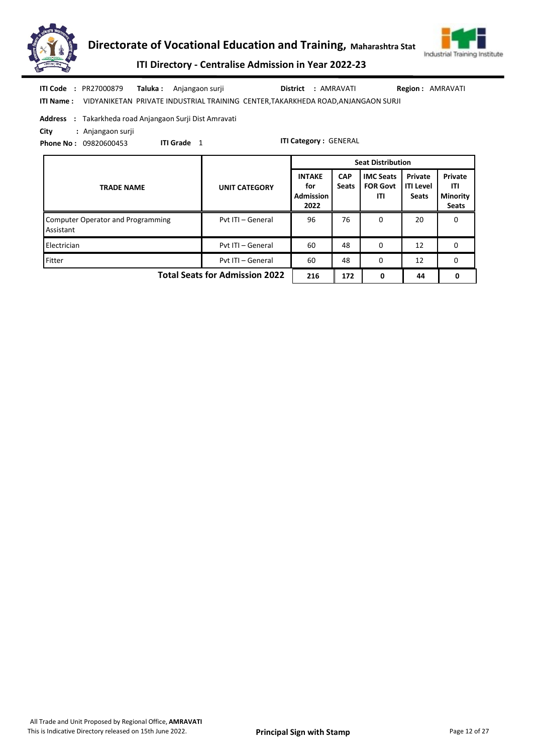# Directorate of Vocational Education and Training, Maharashtra Stat

## ITI Directory - Centralise Admission in Year 2022-23

**ITI Code :** PR27000879 **Taluka :** Anjangaon surji **District :** AMRAVATI **Region :** AMRAVATI

**ITI Name :** VIDYANIKETAN PRIVATE INDUSTRIAL TRAINING CENTER,TAKARKHEDA ROAD,ANJANGAON SURJI

**Address :** Takarkheda road Anjangaon Surji Dist Amravati

**City :** Anjangaon surji

**Phone No :** 09820600453 **ITI Grade** 1 **ITI Category :** GENERAL

| TRADE NAME | UNIT CATEGORY | Seat Distribution | | | | |
|---|---|---|---|---|---|---|
| | | INTAKE for Admission 2022 | CAP Seats | IMC Seats FOR Govt ITI | Private ITI Level Seats | Private ITI Minority Seats |
| Computer Operator and Programming Assistant | Pvt ITI – General | 96 | 76 | 0 | 20 | 0 |
| Electrician | Pvt ITI – General | 60 | 48 | 0 | 12 | 0 |
| Fitter | Pvt ITI – General | 60 | 48 | 0 | 12 | 0 |
| **Total Seats for Admission 2022** | | **216** | **172** | **0** | **44** | **0** |

All Trade and Unit Proposed by Regional Office, **AMRAVATI**

This is Indicative Directory released on 15th June 2022.

**Principal Sign with Stamp**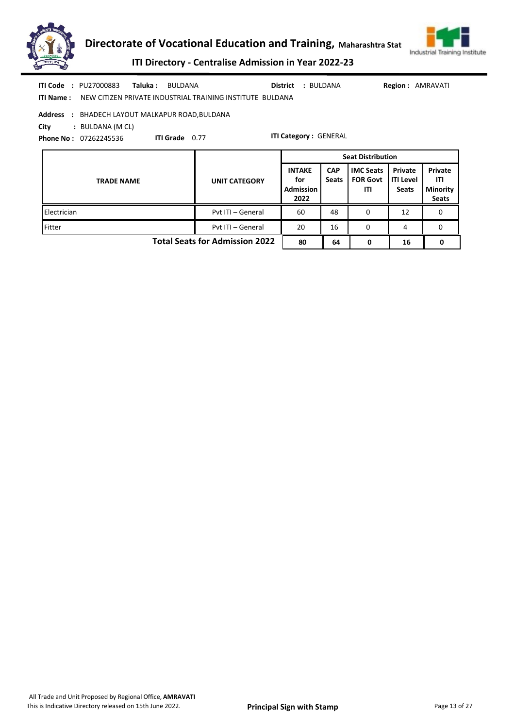# Directorate of Vocational Education and Training, Maharashtra Stat

## ITI Directory - Centralise Admission in Year 2022-23

**ITI Code :** PU27000883 **Taluka :** BULDANA **District :** BULDANA **Region :** AMRAVATI

**ITI Name :** NEW CITIZEN PRIVATE INDUSTRIAL TRAINING INSTITUTE BULDANA

**Address :** BHADECH LAYOUT MALKAPUR ROAD,BULDANA

**City :** BULDANA (M CL)

**Phone No :** 07262245536 **ITI Grade** 0.77 **ITI Category :** GENERAL

| TRADE NAME | UNIT CATEGORY | Seat Distribution | | | | |
|---|---|---|---|---|---|---|
| | | INTAKE for Admission 2022 | CAP Seats | IMC Seats FOR Govt ITI | Private ITI Level Seats | Private ITI Minority Seats |
| Electrician | Pvt ITI – General | 60 | 48 | 0 | 12 | 0 |
| Fitter | Pvt ITI – General | 20 | 16 | 0 | 4 | 0 |
| **Total Seats for Admission 2022** | | **80** | **64** | **0** | **16** | **0** |

All Trade and Unit Proposed by Regional Office, **AMRAVATI**

This is Indicative Directory released on 15th June 2022.

**Principal Sign with Stamp**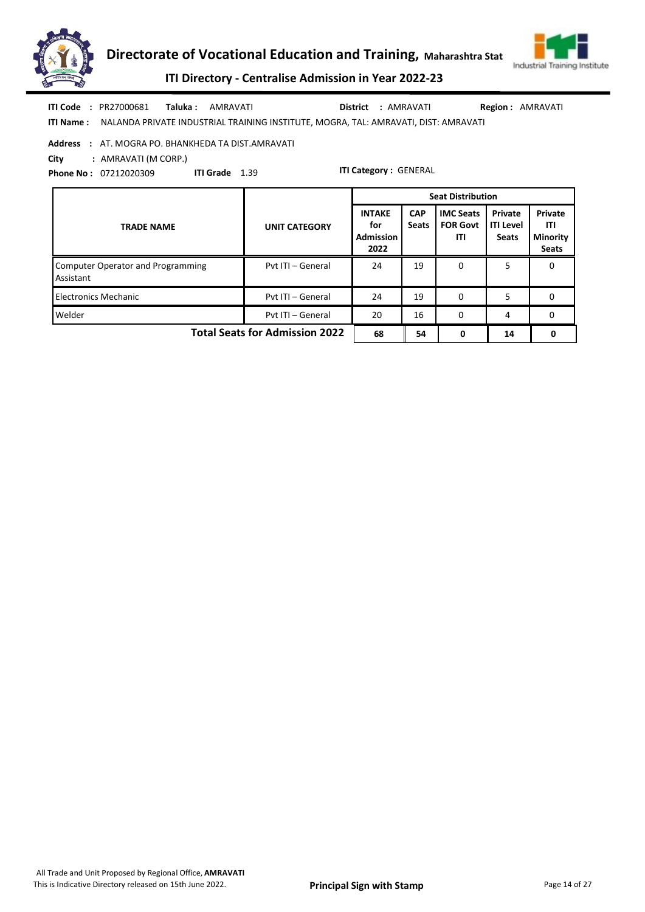**ITI Code** : PR27000681 **Taluka :** AMRAVATI **District** : AMRAVATI **Region :** AMRAVATI

**ITI Name :** NALANDA PRIVATE INDUSTRIAL TRAINING INSTITUTE, MOGRA, TAL: AMRAVATI, DIST: AMRAVATI

**Address** : AT. MOGRA PO. BHANKHEDA TA DIST.AMRAVATI

**City** : AMRAVATI (M CORP.)

**Phone No :** 07212020309 **ITI Grade** 1.39 **ITI Category :** GENERAL

| TRADE NAME | UNIT CATEGORY | Seat Distribution | | | | |
|---|---|---|---|---|---|---|
| | | INTAKE for Admission 2022 | CAP Seats | IMC Seats FOR Govt ITI | Private ITI Level Seats | Private ITI Minority Seats |
| Computer Operator and Programming Assistant | Pvt ITI – General | 24 | 19 | 0 | 5 | 0 |
| Electronics Mechanic | Pvt ITI – General | 24 | 19 | 0 | 5 | 0 |
| Welder | Pvt ITI – General | 20 | 16 | 0 | 4 | 0 |
| | **Total Seats for Admission 2022** | **68** | **54** | **0** | **14** | **0** |

All Trade and Unit Proposed by Regional Office, **AMRAVATI**

This is Indicative Directory released on 15th June 2022.

**Principal Sign with Stamp**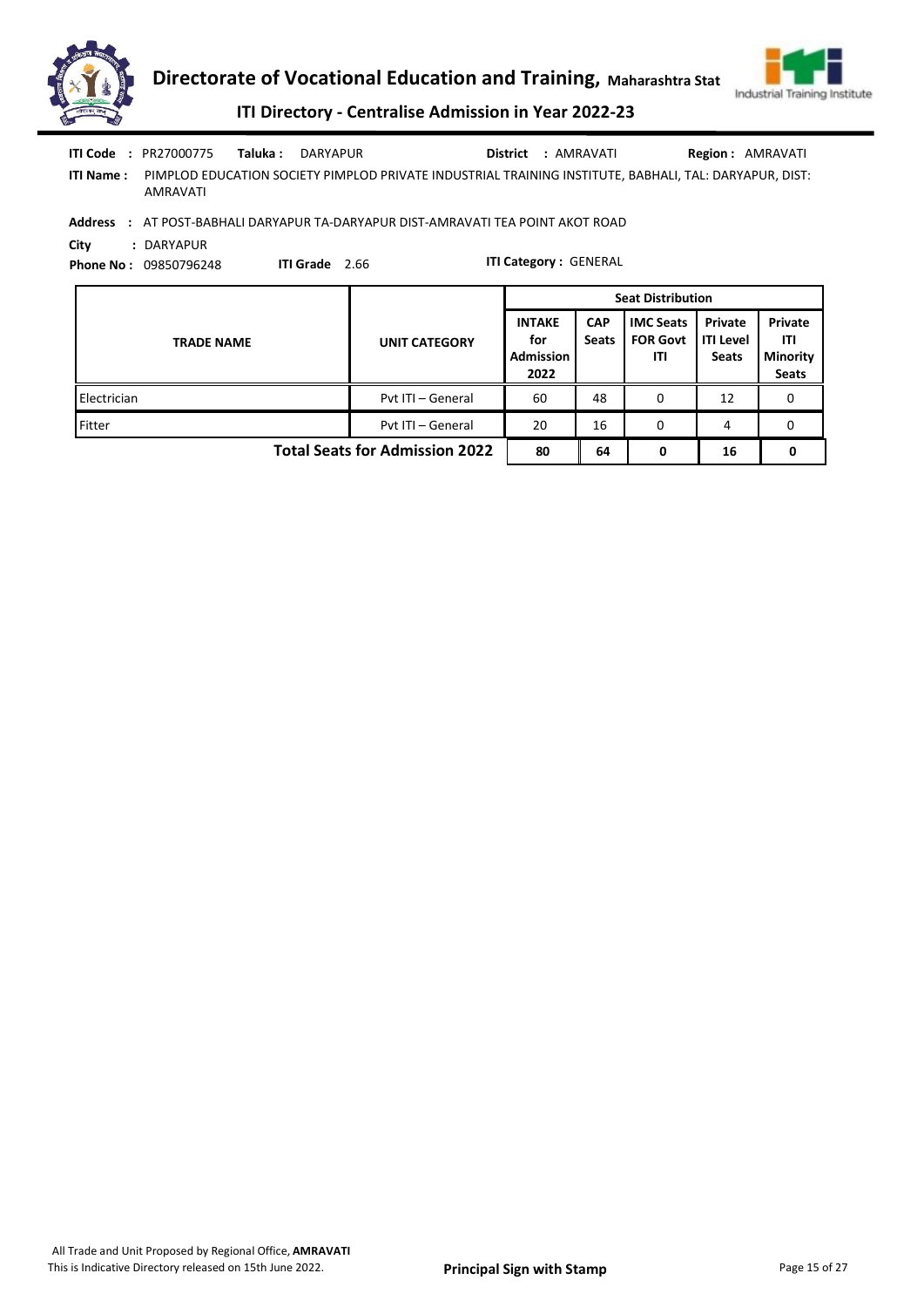**ITI Code :** PR27000775 **Taluka :** DARYAPUR **District :** AMRAVATI **Region :** AMRAVATI

**ITI Name :** PIMPLOD EDUCATION SOCIETY PIMPLOD PRIVATE INDUSTRIAL TRAINING INSTITUTE, BABHALI, TAL: DARYAPUR, DIST: AMRAVATI

**Address :** AT POST-BABHALI DARYAPUR TA-DARYAPUR DIST-AMRAVATI TEA POINT AKOT ROAD

**City :** DARYAPUR

**Phone No :** 09850796248 **ITI Grade** 2.66 **ITI Category :** GENERAL

| TRADE NAME | UNIT CATEGORY | Seat Distribution | | | | |
|---|---|---|---|---|---|---|
| | | INTAKE for Admission 2022 | CAP Seats | IMC Seats FOR Govt ITI | Private ITI Level Seats | Private ITI Minority Seats |
| Electrician | Pvt ITI – General | 60 | 48 | 0 | 12 | 0 |
| Fitter | Pvt ITI – General | 20 | 16 | 0 | 4 | 0 |
| **Total Seats for Admission 2022** | | **80** | **64** | **0** | **16** | **0** |

All Trade and Unit Proposed by Regional Office, **AMRAVATI**

This is Indicative Directory released on 15th June 2022.

**Principal Sign with Stamp**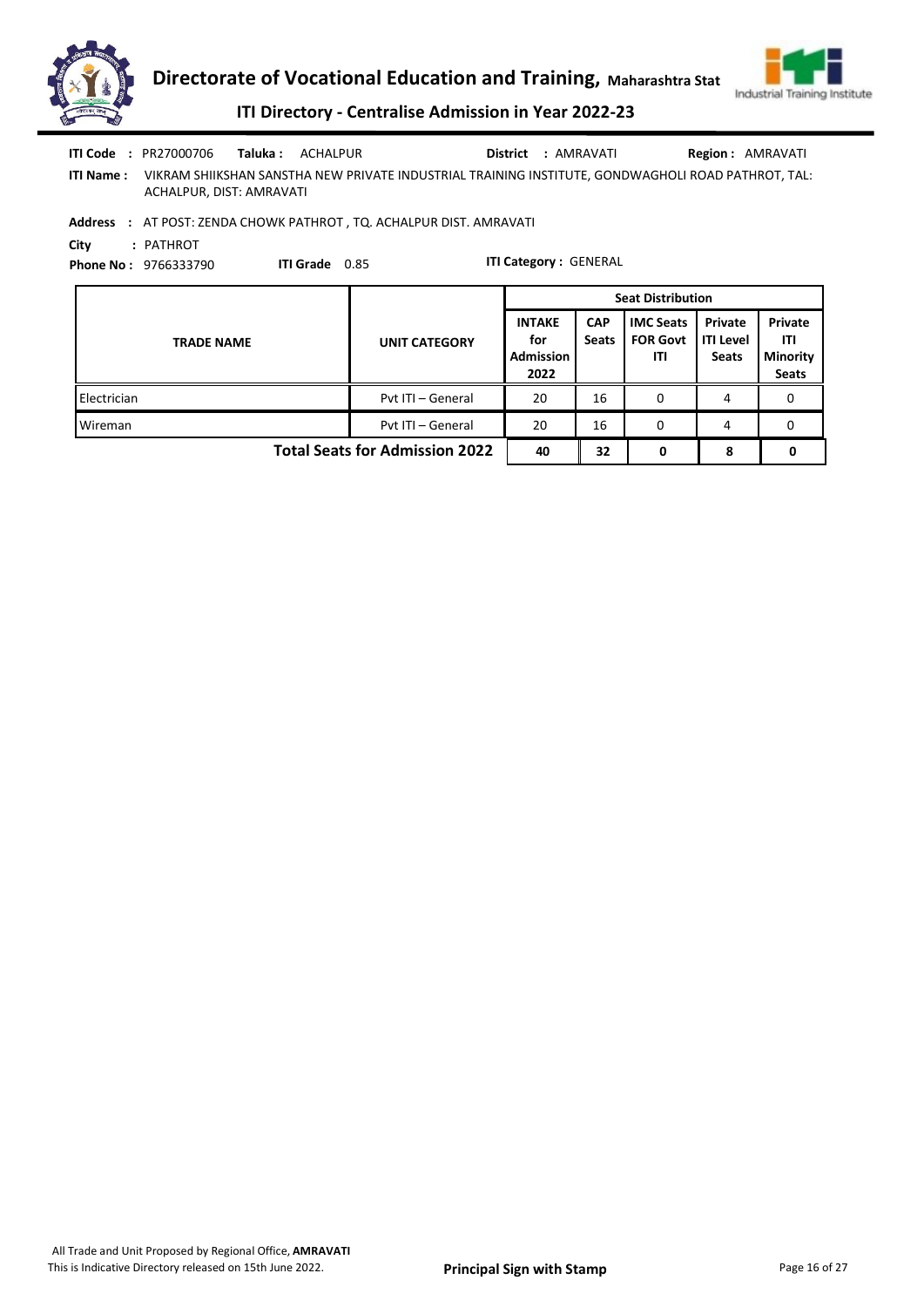**ITI Code :** PR27000706 **Taluka :** ACHALPUR **District :** AMRAVATI **Region :** AMRAVATI

**ITI Name :** VIKRAM SHIIKSHAN SANSTHA NEW PRIVATE INDUSTRIAL TRAINING INSTITUTE, GONDWAGHOLI ROAD PATHROT, TAL: ACHALPUR, DIST: AMRAVATI

**Address :** AT POST: ZENDA CHOWK PATHROT , TQ. ACHALPUR DIST. AMRAVATI

**City :** PATHROT

**Phone No :** 9766333790 **ITI Grade** 0.85 **ITI Category :** GENERAL

| TRADE NAME | UNIT CATEGORY | Seat Distribution | | | | |
|---|---|---|---|---|---|---|
| | | INTAKE for Admission 2022 | CAP Seats | IMC Seats FOR Govt ITI | Private ITI Level Seats | Private ITI Minority Seats |
| Electrician | Pvt ITI – General | 20 | 16 | 0 | 4 | 0 |
| Wireman | Pvt ITI – General | 20 | 16 | 0 | 4 | 0 |
| **Total Seats for Admission 2022** | | **40** | **32** | **0** | **8** | **0** |

All Trade and Unit Proposed by Regional Office, **AMRAVATI**
This is Indicative Directory released on 15th June 2022.

**Principal Sign with Stamp**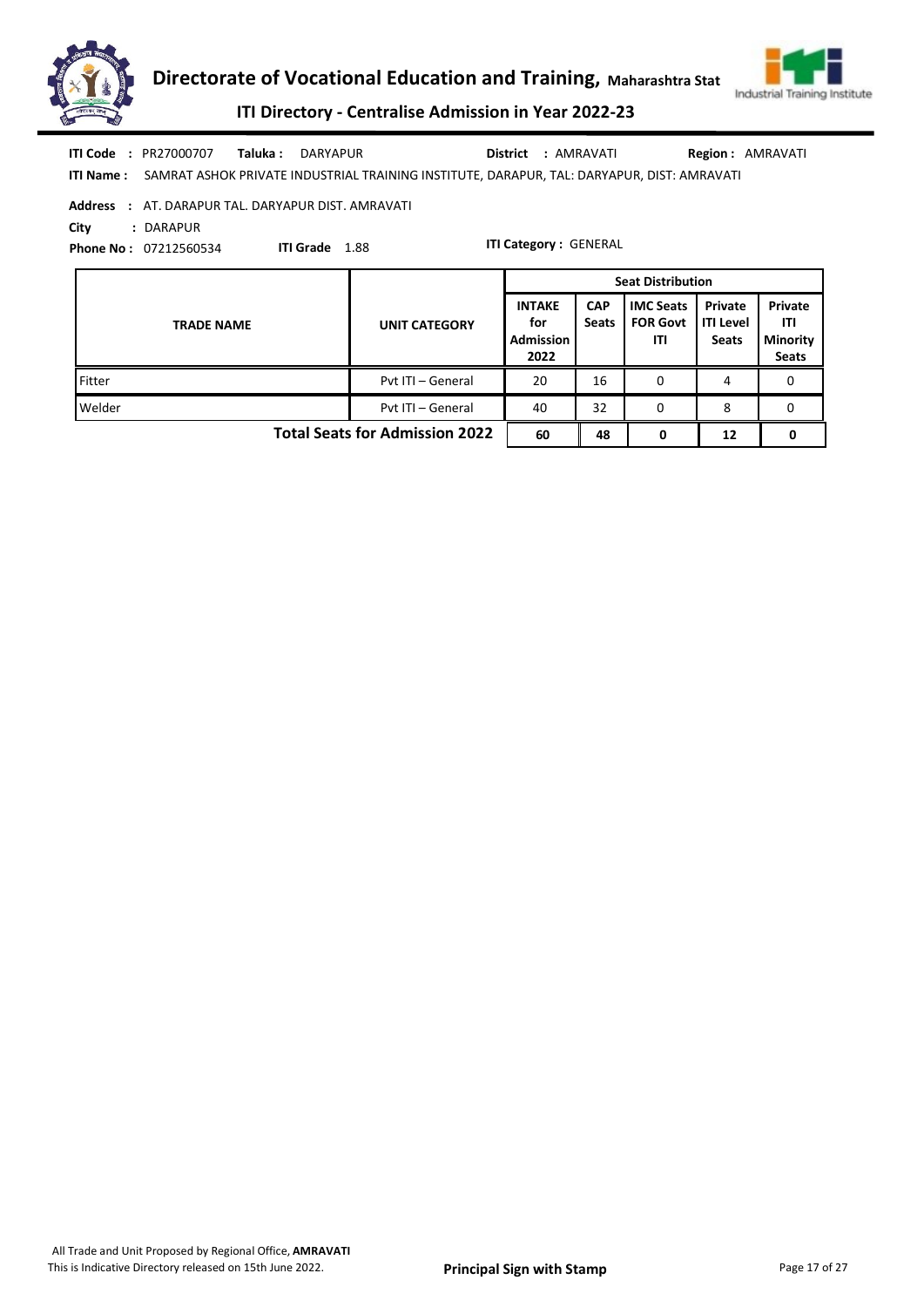# Directorate of Vocational Education and Training, Maharashtra Stat

## ITI Directory - Centralise Admission in Year 2022-23

**ITI Code :** PR27000707 **Taluka :** DARYAPUR **District :** AMRAVATI **Region :** AMRAVATI

**ITI Name :** SAMRAT ASHOK PRIVATE INDUSTRIAL TRAINING INSTITUTE, DARAPUR, TAL: DARYAPUR, DIST: AMRAVATI

**Address :** AT. DARAPUR TAL. DARYAPUR DIST. AMRAVATI

**City :** DARAPUR

**Phone No :** 07212560534 **ITI Grade** 1.88 **ITI Category :** GENERAL

| TRADE NAME | UNIT CATEGORY | Seat Distribution | | | | |
|---|---|---|---|---|---|---|
| | | INTAKE for Admission 2022 | CAP Seats | IMC Seats FOR Govt ITI | Private ITI Level Seats | Private ITI Minority Seats |
| Fitter | Pvt ITI – General | 20 | 16 | 0 | 4 | 0 |
| Welder | Pvt ITI – General | 40 | 32 | 0 | 8 | 0 |
| **Total Seats for Admission 2022** | | **60** | **48** | **0** | **12** | **0** |

All Trade and Unit Proposed by Regional Office, **AMRAVATI**

This is Indicative Directory released on 15th June 2022.

**Principal Sign with Stamp**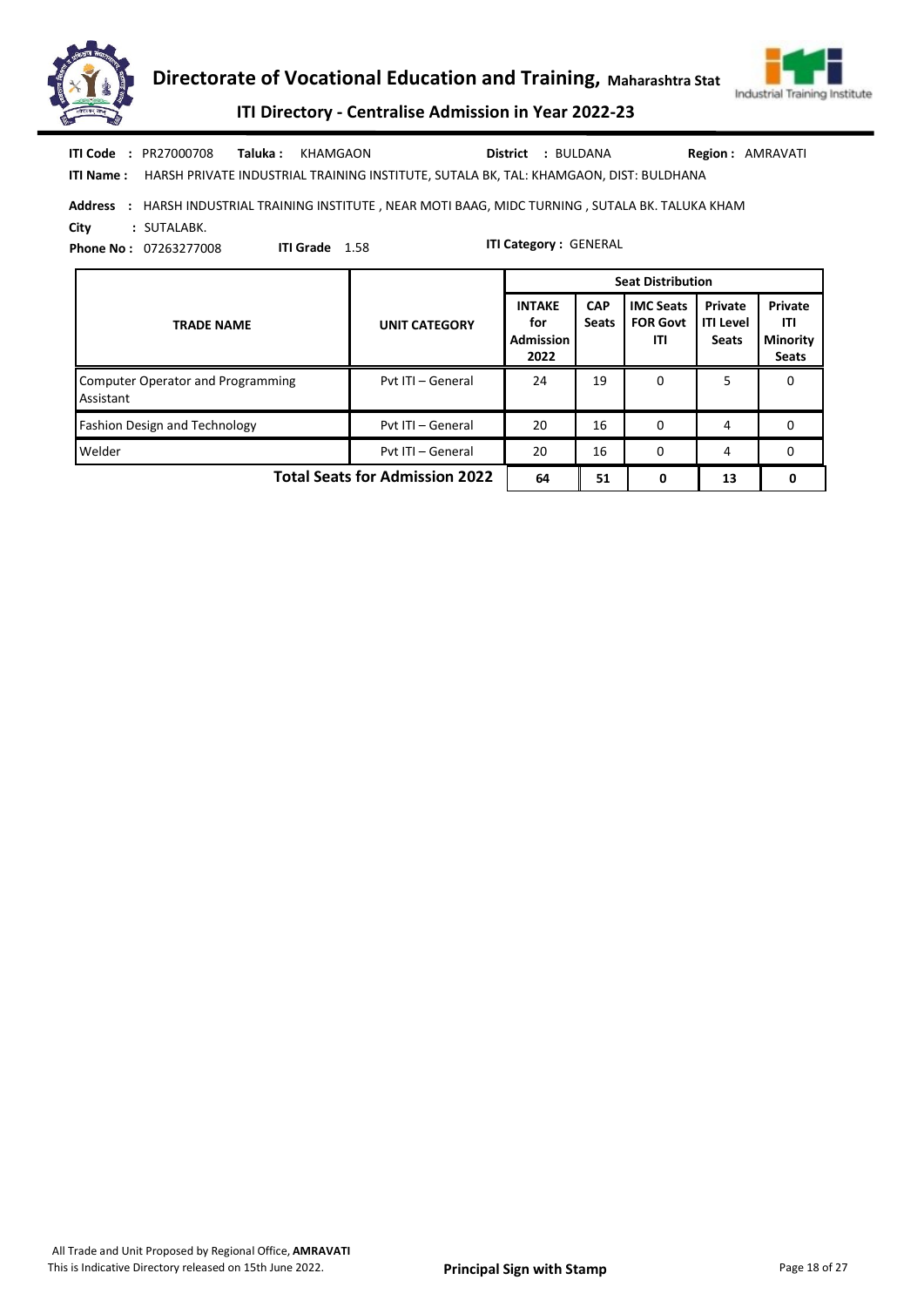**ITI Code** : PR27000708 **Taluka :** KHAMGAON **District** : BULDANA **Region :** AMRAVATI

**ITI Name :** HARSH PRIVATE INDUSTRIAL TRAINING INSTITUTE, SUTALA BK, TAL: KHAMGAON, DIST: BULDHANA

**Address** : HARSH INDUSTRIAL TRAINING INSTITUTE , NEAR MOTI BAAG, MIDC TURNING , SUTALA BK. TALUKA KHAM

**City** : SUTALABK.

**Phone No :** 07263277008 **ITI Grade** 1.58 **ITI Category :** GENERAL

| TRADE NAME | UNIT CATEGORY | Seat Distribution | | | | |
|---|---|---|---|---|---|---|
| | | INTAKE for Admission 2022 | CAP Seats | IMC Seats FOR Govt ITI | Private ITI Level Seats | Private ITI Minority Seats |
| Computer Operator and Programming Assistant | Pvt ITI – General | 24 | 19 | 0 | 5 | 0 |
| Fashion Design and Technology | Pvt ITI – General | 20 | 16 | 0 | 4 | 0 |
| Welder | Pvt ITI – General | 20 | 16 | 0 | 4 | 0 |
| | **Total Seats for Admission 2022** | **64** | **51** | **0** | **13** | **0** |

All Trade and Unit Proposed by Regional Office, **AMRAVATI**

This is Indicative Directory released on 15th June 2022.

**Principal Sign with Stamp**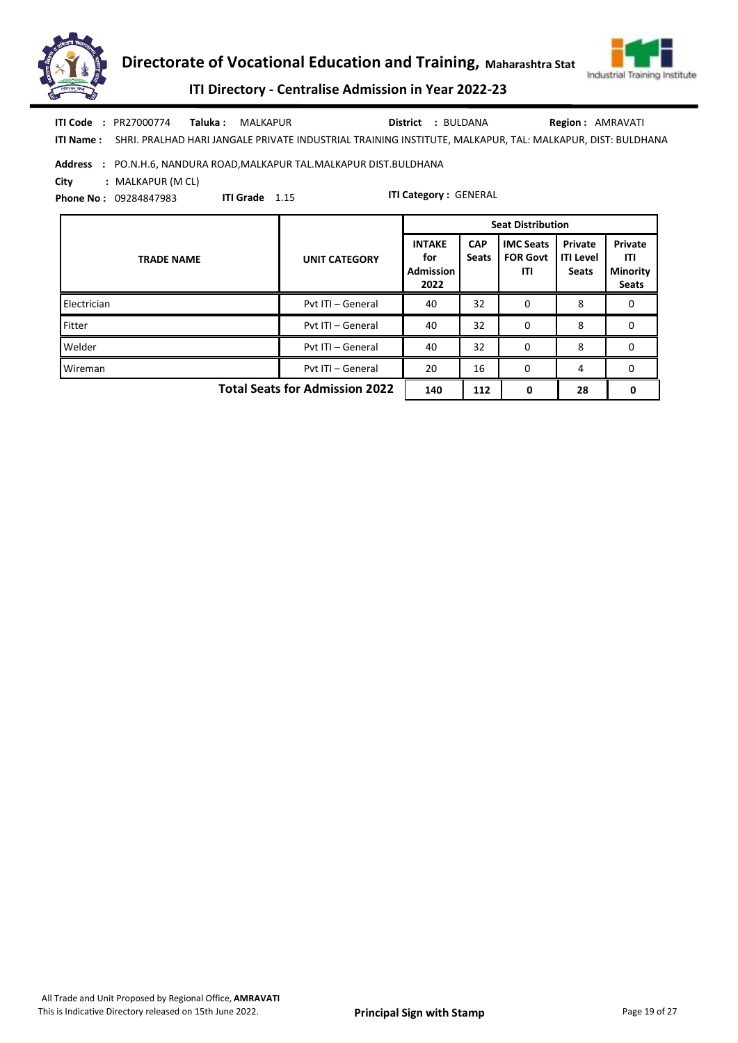# Directorate of Vocational Education and Training, Maharashtra Stat

## ITI Directory - Centralise Admission in Year 2022-23

**ITI Code** : PR27000774 **Taluka :** MALKAPUR **District** : BULDANA **Region :** AMRAVATI

**ITI Name :** SHRI. PRALHAD HARI JANGALE PRIVATE INDUSTRIAL TRAINING INSTITUTE, MALKAPUR, TAL: MALKAPUR, DIST: BULDHANA

**Address** : PO.N.H.6, NANDURA ROAD,MALKAPUR TAL.MALKAPUR DIST.BULDHANA

**City** : MALKAPUR (M CL)

**Phone No :** 09284847983 **ITI Grade** 1.15 **ITI Category :** GENERAL

| TRADE NAME | UNIT CATEGORY | Seat Distribution | | | | |
|---|---|---|---|---|---|---|
| | | INTAKE for Admission 2022 | CAP Seats | IMC Seats FOR Govt ITI | Private ITI Level Seats | Private ITI Minority Seats |
| Electrician | Pvt ITI – General | 40 | 32 | 0 | 8 | 0 |
| Fitter | Pvt ITI – General | 40 | 32 | 0 | 8 | 0 |
| Welder | Pvt ITI – General | 40 | 32 | 0 | 8 | 0 |
| Wireman | Pvt ITI – General | 20 | 16 | 0 | 4 | 0 |
| **Total Seats for Admission 2022** | | **140** | **112** | **0** | **28** | **0** |

All Trade and Unit Proposed by Regional Office, **AMRAVATI**

This is Indicative Directory released on 15th June 2022.

**Principal Sign with Stamp**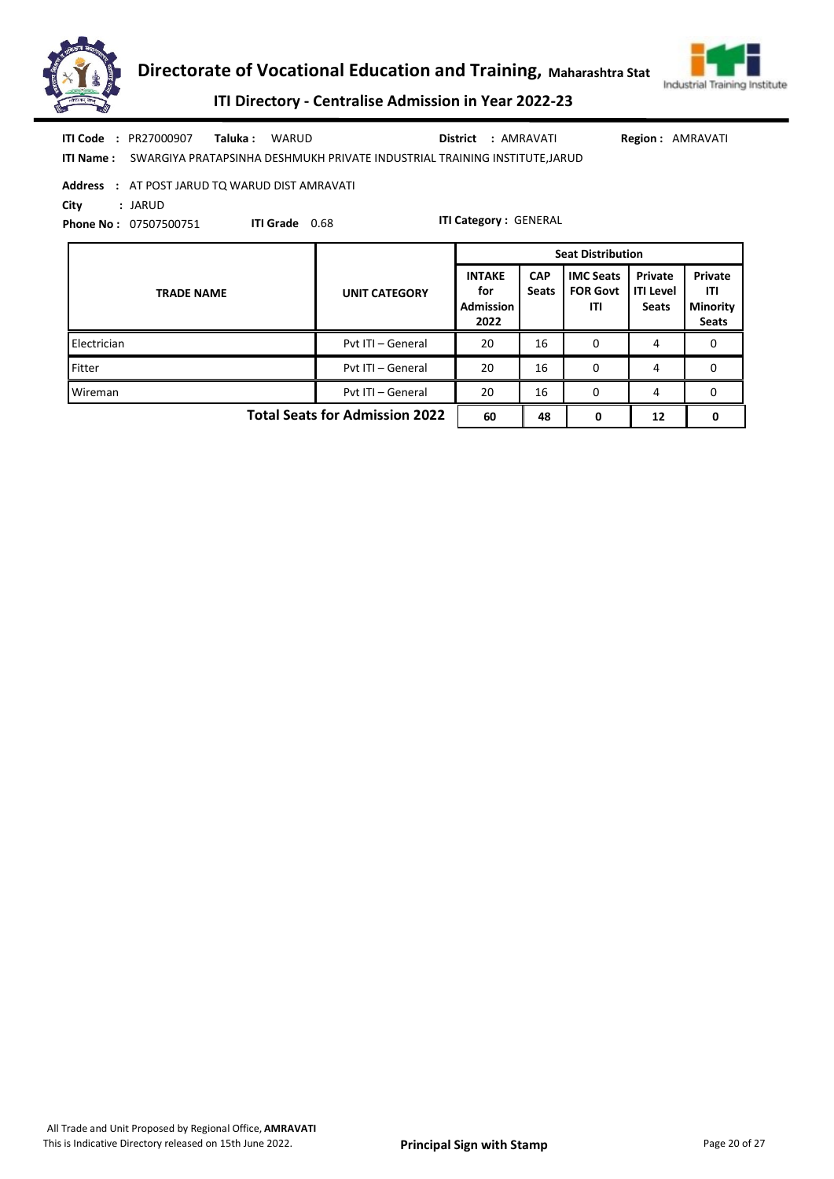# Directorate of Vocational Education and Training, Maharashtra Stat

## ITI Directory - Centralise Admission in Year 2022-23

**ITI Code :** PR27000907 **Taluka :** WARUD **District :** AMRAVATI **Region :** AMRAVATI

**ITI Name :** SWARGIYA PRATAPSINHA DESHMUKH PRIVATE INDUSTRIAL TRAINING INSTITUTE,JARUD

**Address :** AT POST JARUD TQ WARUD DIST AMRAVATI

**City :** JARUD

**Phone No :** 07507500751 **ITI Grade** 0.68 **ITI Category :** GENERAL

| TRADE NAME | UNIT CATEGORY | Seat Distribution | | | | |
|---|---|---|---|---|---|---|
| | | INTAKE for Admission 2022 | CAP Seats | IMC Seats FOR Govt ITI | Private ITI Level Seats | Private ITI Minority Seats |
| Electrician | Pvt ITI – General | 20 | 16 | 0 | 4 | 0 |
| Fitter | Pvt ITI – General | 20 | 16 | 0 | 4 | 0 |
| Wireman | Pvt ITI – General | 20 | 16 | 0 | 4 | 0 |
| **Total Seats for Admission 2022** | | **60** | **48** | **0** | **12** | **0** |

All Trade and Unit Proposed by Regional Office, **AMRAVATI**
This is Indicative Directory released on 15th June 2022.

**Principal Sign with Stamp**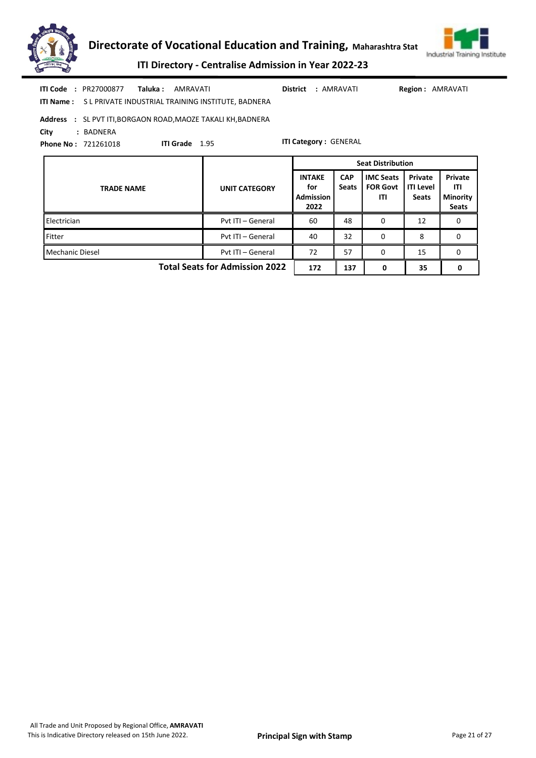# Directorate of Vocational Education and Training, Maharashtra Stat

## ITI Directory - Centralise Admission in Year 2022-23

**ITI Code :** PR27000877 **Taluka :** AMRAVATI **District :** AMRAVATI **Region :** AMRAVATI

**ITI Name :** S L PRIVATE INDUSTRIAL TRAINING INSTITUTE, BADNERA

**Address :** SL PVT ITI,BORGAON ROAD,MAOZE TAKALI KH,BADNERA

**City :** BADNERA

**Phone No :** 721261018 **ITI Grade** 1.95 **ITI Category :** GENERAL

| TRADE NAME | UNIT CATEGORY | Seat Distribution | | | | |
|---|---|---|---|---|---|---|
| | | INTAKE for Admission 2022 | CAP Seats | IMC Seats FOR Govt ITI | Private ITI Level Seats | Private ITI Minority Seats |
| Electrician | Pvt ITI – General | 60 | 48 | 0 | 12 | 0 |
| Fitter | Pvt ITI – General | 40 | 32 | 0 | 8 | 0 |
| Mechanic Diesel | Pvt ITI – General | 72 | 57 | 0 | 15 | 0 |
| **Total Seats for Admission 2022** | | **172** | **137** | **0** | **35** | **0** |

All Trade and Unit Proposed by Regional Office, **AMRAVATI**
This is Indicative Directory released on 15th June 2022.

**Principal Sign with Stamp**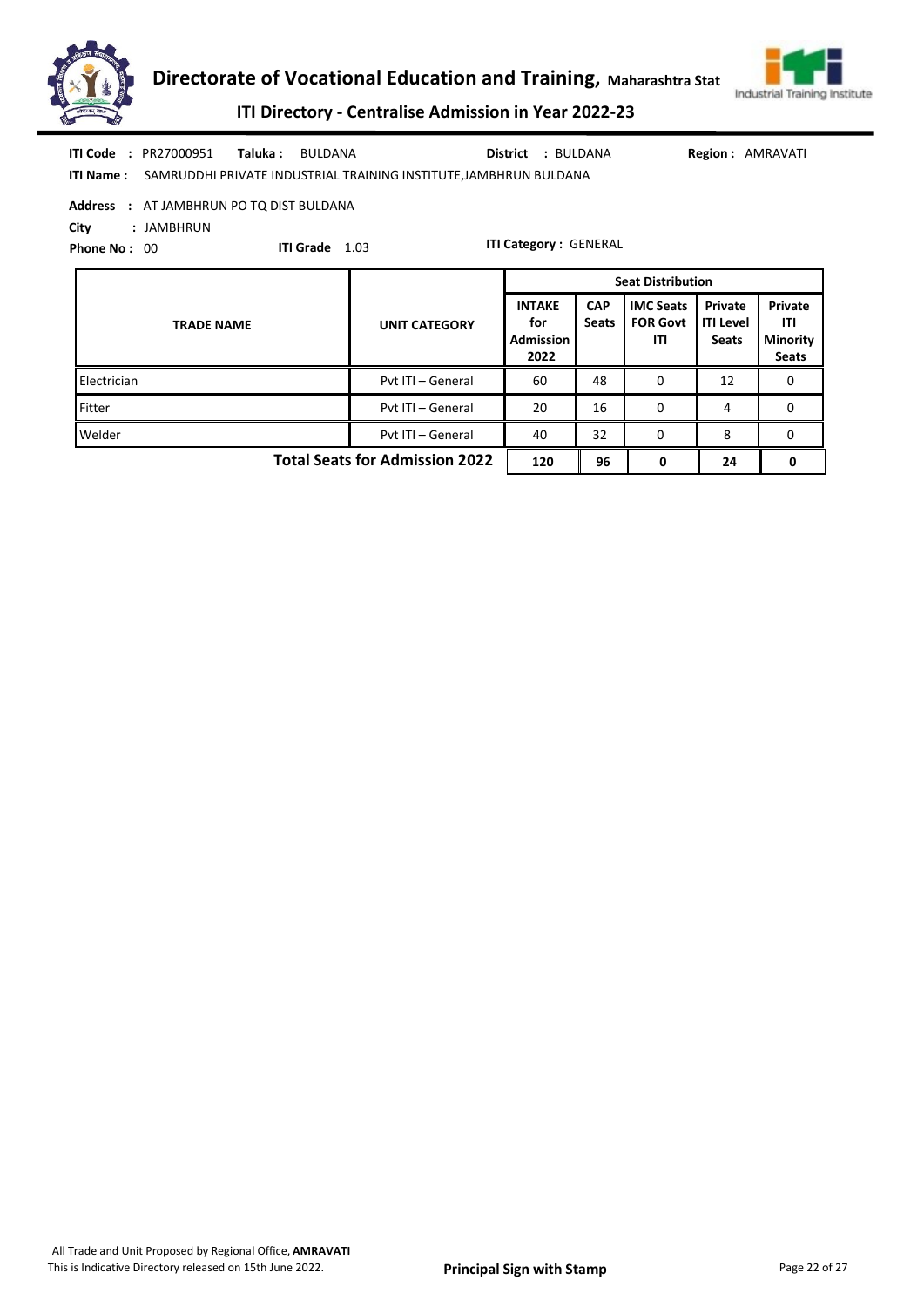**ITI Code :** PR27000951 **Taluka :** BULDANA **District :** BULDANA **Region :** AMRAVATI

**ITI Name :** SAMRUDDHI PRIVATE INDUSTRIAL TRAINING INSTITUTE,JAMBHRUN BULDANA

**Address :** AT JAMBHRUN PO TQ DIST BULDANA

**City :** JAMBHRUN

**Phone No :** 00 **ITI Grade** 1.03 **ITI Category :** GENERAL

| TRADE NAME | UNIT CATEGORY | Seat Distribution | | | | |
|---|---|---|---|---|---|---|
| | | INTAKE for Admission 2022 | CAP Seats | IMC Seats FOR Govt ITI | Private ITI Level Seats | Private ITI Minority Seats |
| Electrician | Pvt ITI – General | 60 | 48 | 0 | 12 | 0 |
| Fitter | Pvt ITI – General | 20 | 16 | 0 | 4 | 0 |
| Welder | Pvt ITI – General | 40 | 32 | 0 | 8 | 0 |
| **Total Seats for Admission 2022** | | **120** | **96** | **0** | **24** | **0** |

All Trade and Unit Proposed by Regional Office, **AMRAVATI**
This is Indicative Directory released on 15th June 2022.

**Principal Sign with Stamp**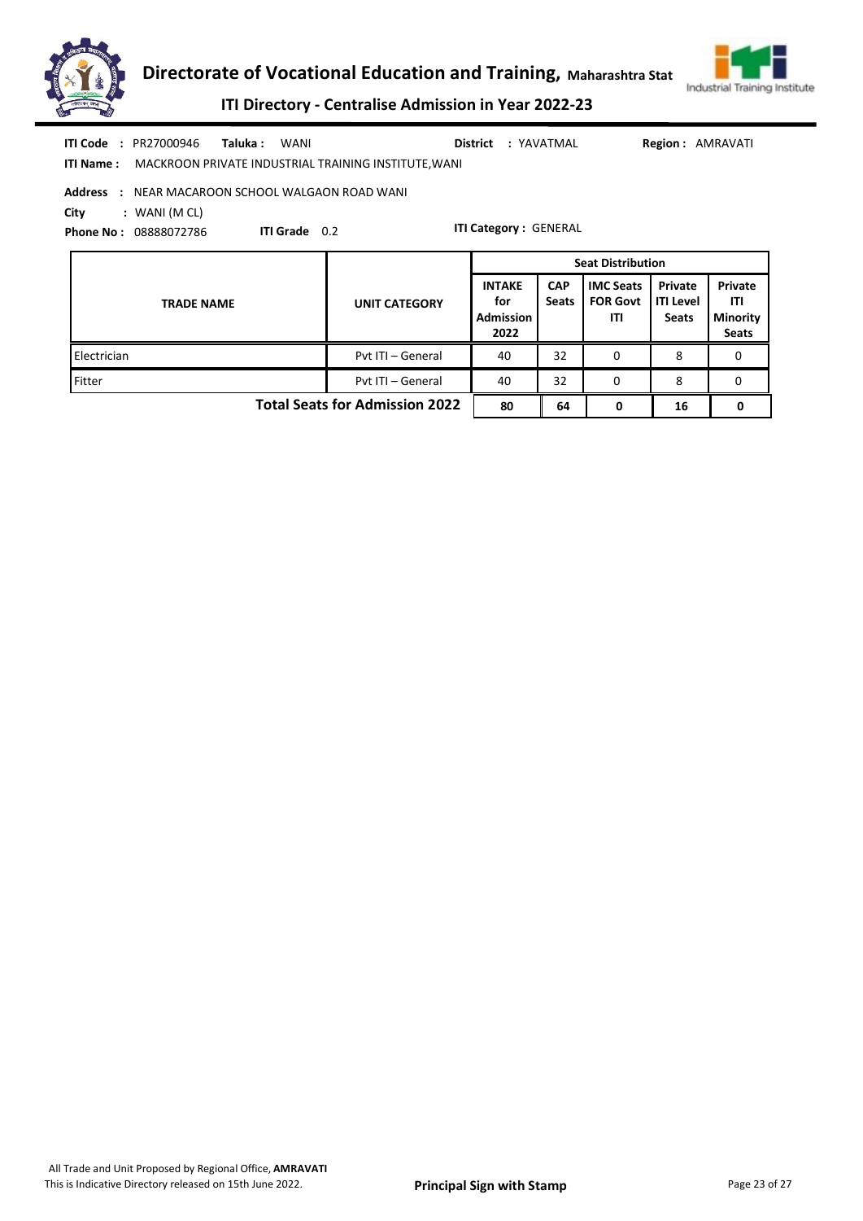# Directorate of Vocational Education and Training, Maharashtra Stat

## ITI Directory - Centralise Admission in Year 2022-23

**ITI Code** : PR27000946 **Taluka :** WANI **District** : YAVATMAL **Region :** AMRAVATI

**ITI Name :** MACKROON PRIVATE INDUSTRIAL TRAINING INSTITUTE,WANI

**Address** : NEAR MACAROON SCHOOL WALGAON ROAD WANI

**City** : WANI (M CL)

**Phone No :** 08888072786 **ITI Grade** 0.2 **ITI Category :** GENERAL

| TRADE NAME | UNIT CATEGORY | Seat Distribution | | | | |
|---|---|---|---|---|---|---|
| | | INTAKE for Admission 2022 | CAP Seats | IMC Seats FOR Govt ITI | Private ITI Level Seats | Private ITI Minority Seats |
| Electrician | Pvt ITI – General | 40 | 32 | 0 | 8 | 0 |
| Fitter | Pvt ITI – General | 40 | 32 | 0 | 8 | 0 |
| **Total Seats for Admission 2022** | | **80** | **64** | **0** | **16** | **0** |

All Trade and Unit Proposed by Regional Office, **AMRAVATI**

This is Indicative Directory released on 15th June 2022.

**Principal Sign with Stamp**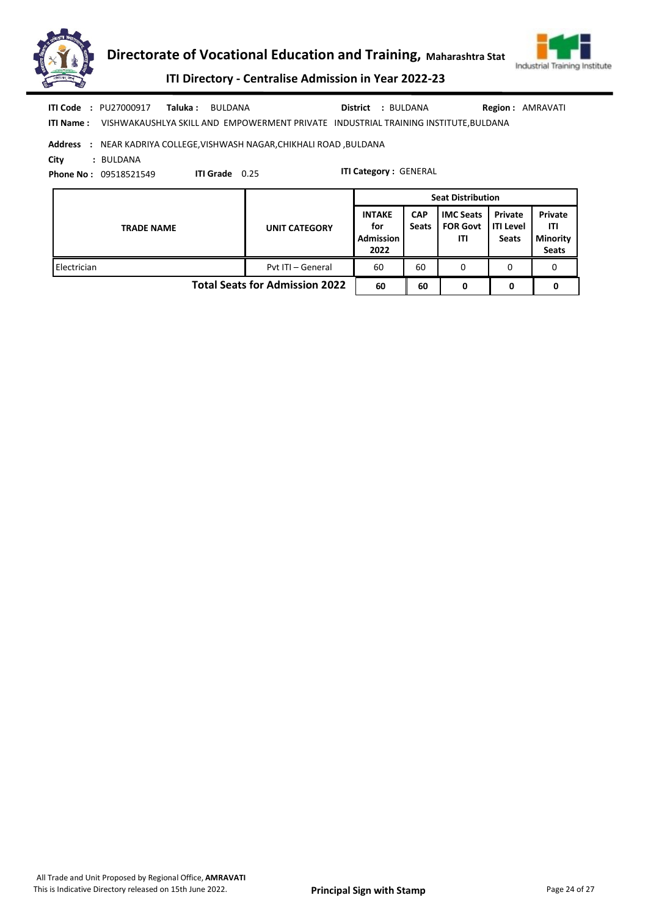**ITI Code** : PU27000917 **Taluka :** BULDANA **District** : BULDANA **Region :** AMRAVATI

**ITI Name :** VISHWAKAUSHLYA SKILL AND EMPOWERMENT PRIVATE INDUSTRIAL TRAINING INSTITUTE,BULDANA

**Address** : NEAR KADRIYA COLLEGE,VISHWASH NAGAR,CHIKHALI ROAD ,BULDANA

**City** : BULDANA

**Phone No :** 09518521549 **ITI Grade** 0.25 **ITI Category :** GENERAL

| TRADE NAME | UNIT CATEGORY | Seat Distribution | | | | |
|---|---|---|---|---|---|---|
| | | INTAKE for Admission 2022 | CAP Seats | IMC Seats FOR Govt ITI | Private ITI Level Seats | Private ITI Minority Seats |
| Electrician | Pvt ITI – General | 60 | 60 | 0 | 0 | 0 |
| | **Total Seats for Admission 2022** | **60** | **60** | **0** | **0** | **0** |

All Trade and Unit Proposed by Regional Office, **AMRAVATI**
This is Indicative Directory released on 15th June 2022.

**Principal Sign with Stamp**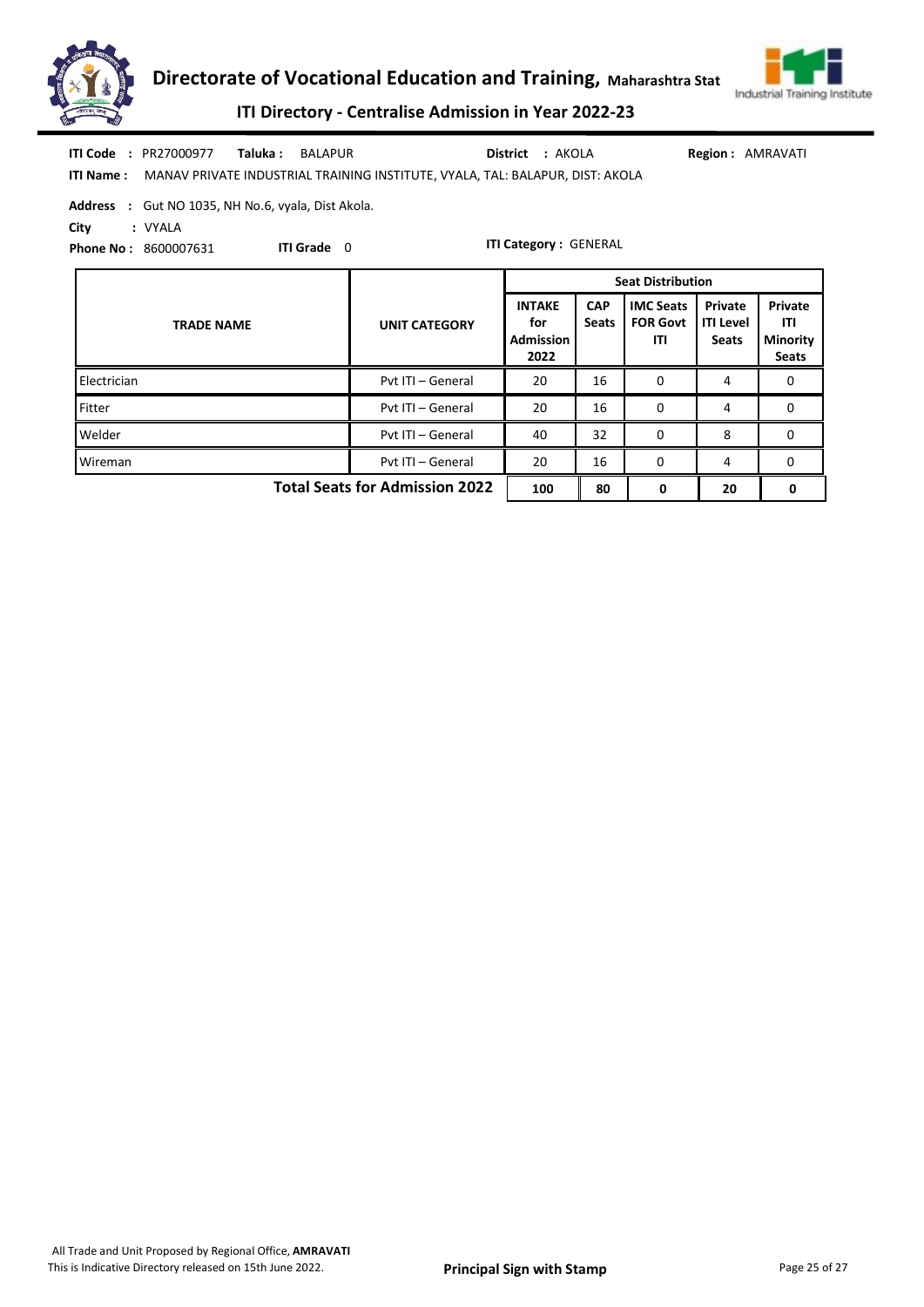**ITI Code :** PR27000977 **Taluka :** BALAPUR **District :** AKOLA **Region :** AMRAVATI

**ITI Name :** MANAV PRIVATE INDUSTRIAL TRAINING INSTITUTE, VYALA, TAL: BALAPUR, DIST: AKOLA

**Address :** Gut NO 1035, NH No.6, vyala, Dist Akola.

**City :** VYALA

**Phone No :** 8600007631 **ITI Grade** 0 **ITI Category :** GENERAL

| TRADE NAME | UNIT CATEGORY | Seat Distribution | | | | |
|---|---|---|---|---|---|---|
| | | INTAKE for Admission 2022 | CAP Seats | IMC Seats FOR Govt ITI | Private ITI Level Seats | Private ITI Minority Seats |
| Electrician | Pvt ITI – General | 20 | 16 | 0 | 4 | 0 |
| Fitter | Pvt ITI – General | 20 | 16 | 0 | 4 | 0 |
| Welder | Pvt ITI – General | 40 | 32 | 0 | 8 | 0 |
| Wireman | Pvt ITI – General | 20 | 16 | 0 | 4 | 0 |
| | **Total Seats for Admission 2022** | **100** | **80** | **0** | **20** | **0** |

All Trade and Unit Proposed by Regional Office, **AMRAVATI**

This is Indicative Directory released on 15th June 2022.

**Principal Sign with Stamp**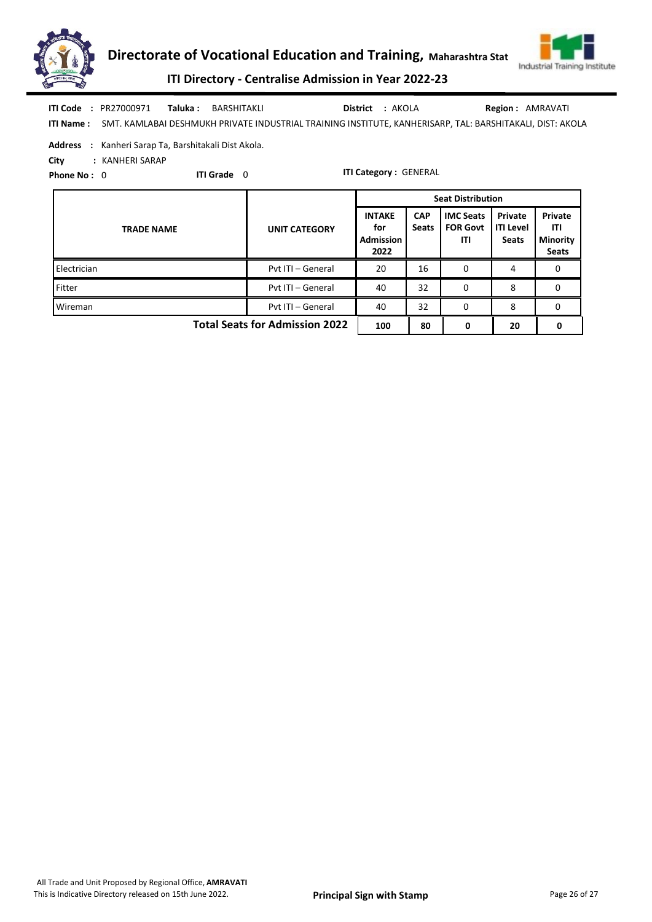**ITI Code :** PR27000971 **Taluka :** BARSHITAKLI **District :** AKOLA **Region :** AMRAVATI

**ITI Name :** SMT. KAMLABAI DESHMUKH PRIVATE INDUSTRIAL TRAINING INSTITUTE, KANHERISARP, TAL: BARSHITAKALI, DIST: AKOLA

**Address :** Kanheri Sarap Ta, Barshitakali Dist Akola.

**City :** KANHERI SARAP

**Phone No :** 0 **ITI Grade** 0 **ITI Category :** GENERAL

| TRADE NAME | UNIT CATEGORY | Seat Distribution | | | | |
|---|---|---|---|---|---|---|
| | | INTAKE for Admission 2022 | CAP Seats | IMC Seats FOR Govt ITI | Private ITI Level Seats | Private ITI Minority Seats |
| Electrician | Pvt ITI – General | 20 | 16 | 0 | 4 | 0 |
| Fitter | Pvt ITI – General | 40 | 32 | 0 | 8 | 0 |
| Wireman | Pvt ITI – General | 40 | 32 | 0 | 8 | 0 |
| | **Total Seats for Admission 2022** | **100** | **80** | **0** | **20** | **0** |

All Trade and Unit Proposed by Regional Office, **AMRAVATI**
This is Indicative Directory released on 15th June 2022.

**Principal Sign with Stamp**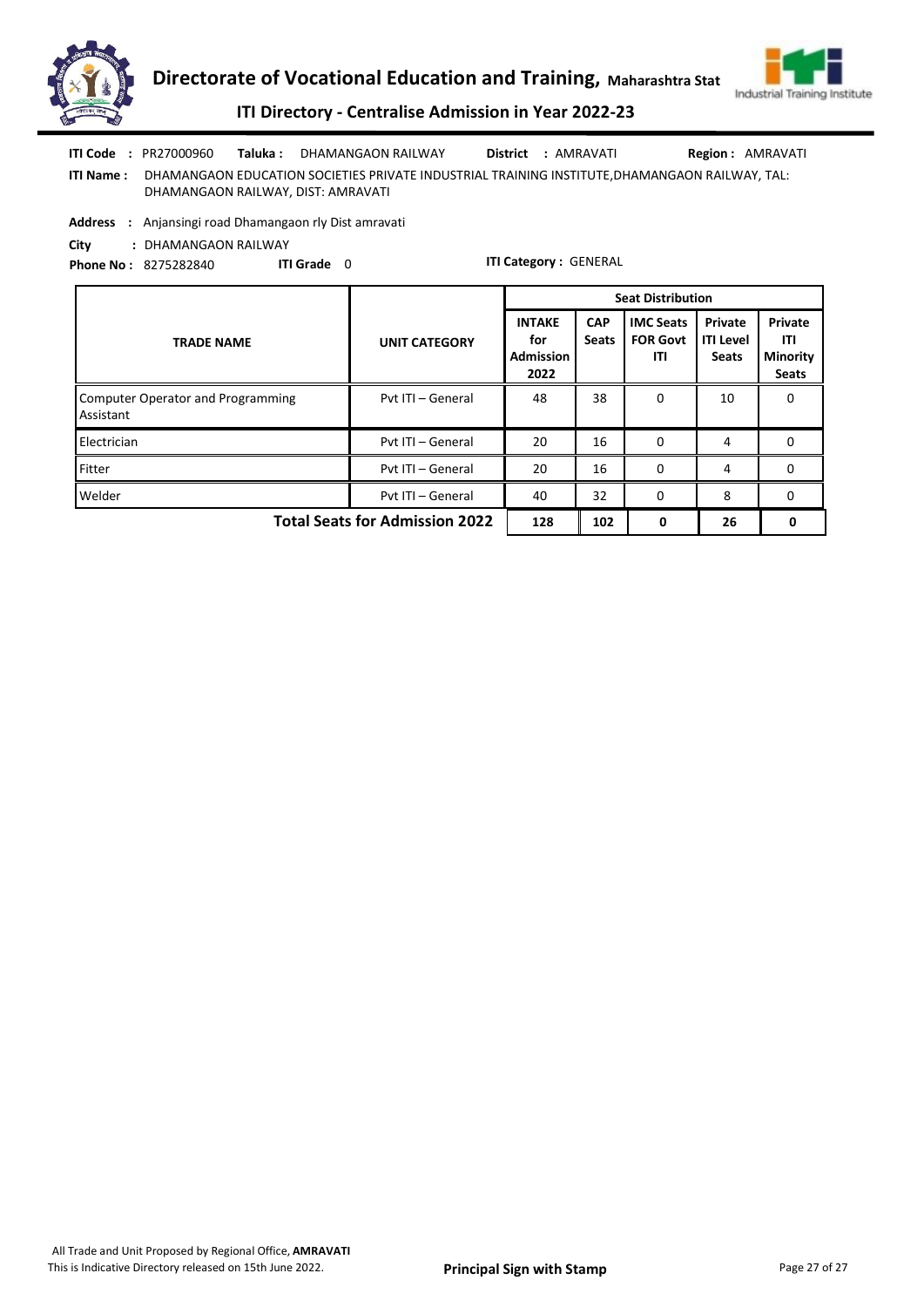**ITI Code :** PR27000960 **Taluka :** DHAMANGAON RAILWAY **District :** AMRAVATI **Region :** AMRAVATI

**ITI Name :** DHAMANGAON EDUCATION SOCIETIES PRIVATE INDUSTRIAL TRAINING INSTITUTE,DHAMANGAON RAILWAY, TAL: DHAMANGAON RAILWAY, DIST: AMRAVATI

**Address :** Anjansingi road Dhamangaon rly Dist amravati

**City :** DHAMANGAON RAILWAY

**Phone No :** 8275282840 **ITI Grade** 0 **ITI Category :** GENERAL

| TRADE NAME | UNIT CATEGORY | Seat Distribution | | | | |
|---|---|---|---|---|---|---|
| | | INTAKE for Admission 2022 | CAP Seats | IMC Seats FOR Govt ITI | Private ITI Level Seats | Private ITI Minority Seats |
| Computer Operator and Programming Assistant | Pvt ITI – General | 48 | 38 | 0 | 10 | 0 |
| Electrician | Pvt ITI – General | 20 | 16 | 0 | 4 | 0 |
| Fitter | Pvt ITI – General | 20 | 16 | 0 | 4 | 0 |
| Welder | Pvt ITI – General | 40 | 32 | 0 | 8 | 0 |
| **Total Seats for Admission 2022** | | **128** | **102** | **0** | **26** | **0** |

All Trade and Unit Proposed by Regional Office, **AMRAVATI**

This is Indicative Directory released on 15th June 2022.

**Principal Sign with Stamp**